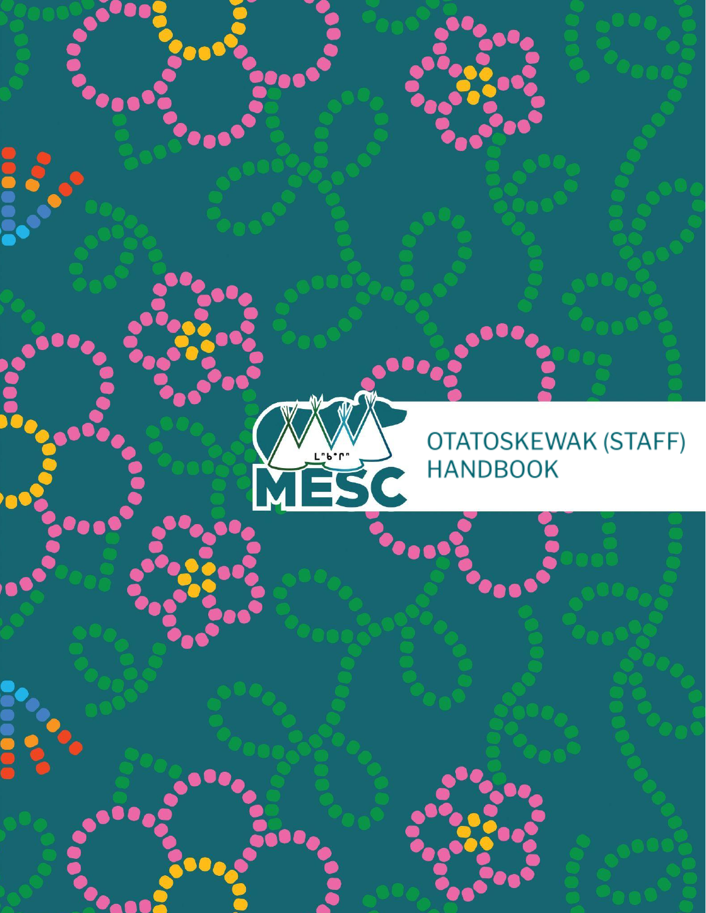# OTATOSKEWAK (STAFF) HANDBOOK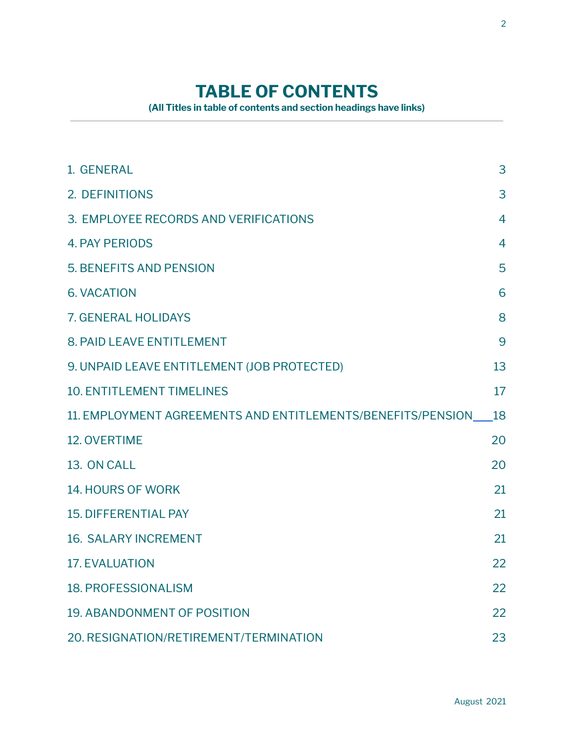# TABLE OF CONTENTS

**(All Titles in table of contents and section headings have links)**

| | |
|---|---|
| 1. GENERAL | 3 |
| 2. DEFINITIONS | 3 |
| 3. EMPLOYEE RECORDS AND VERIFICATIONS | 4 |
| 4. PAY PERIODS | 4 |
| 5. BENEFITS AND PENSION | 5 |
| 6. VACATION | 6 |
| 7. GENERAL HOLIDAYS | 8 |
| 8. PAID LEAVE ENTITLEMENT | 9 |
| 9. UNPAID LEAVE ENTITLEMENT (JOB PROTECTED) | 13 |
| 10. ENTITLEMENT TIMELINES | 17 |
| 11. EMPLOYMENT AGREEMENTS AND ENTITLEMENTS/BENEFITS/PENSION | 18 |
| 12. OVERTIME | 20 |
| 13. ON CALL | 20 |
| 14. HOURS OF WORK | 21 |
| 15. DIFFERENTIAL PAY | 21 |
| 16. SALARY INCREMENT | 21 |
| 17. EVALUATION | 22 |
| 18. PROFESSIONALISM | 22 |
| 19. ABANDONMENT OF POSITION | 22 |
| 20. RESIGNATION/RETIREMENT/TERMINATION | 23 |

August 2021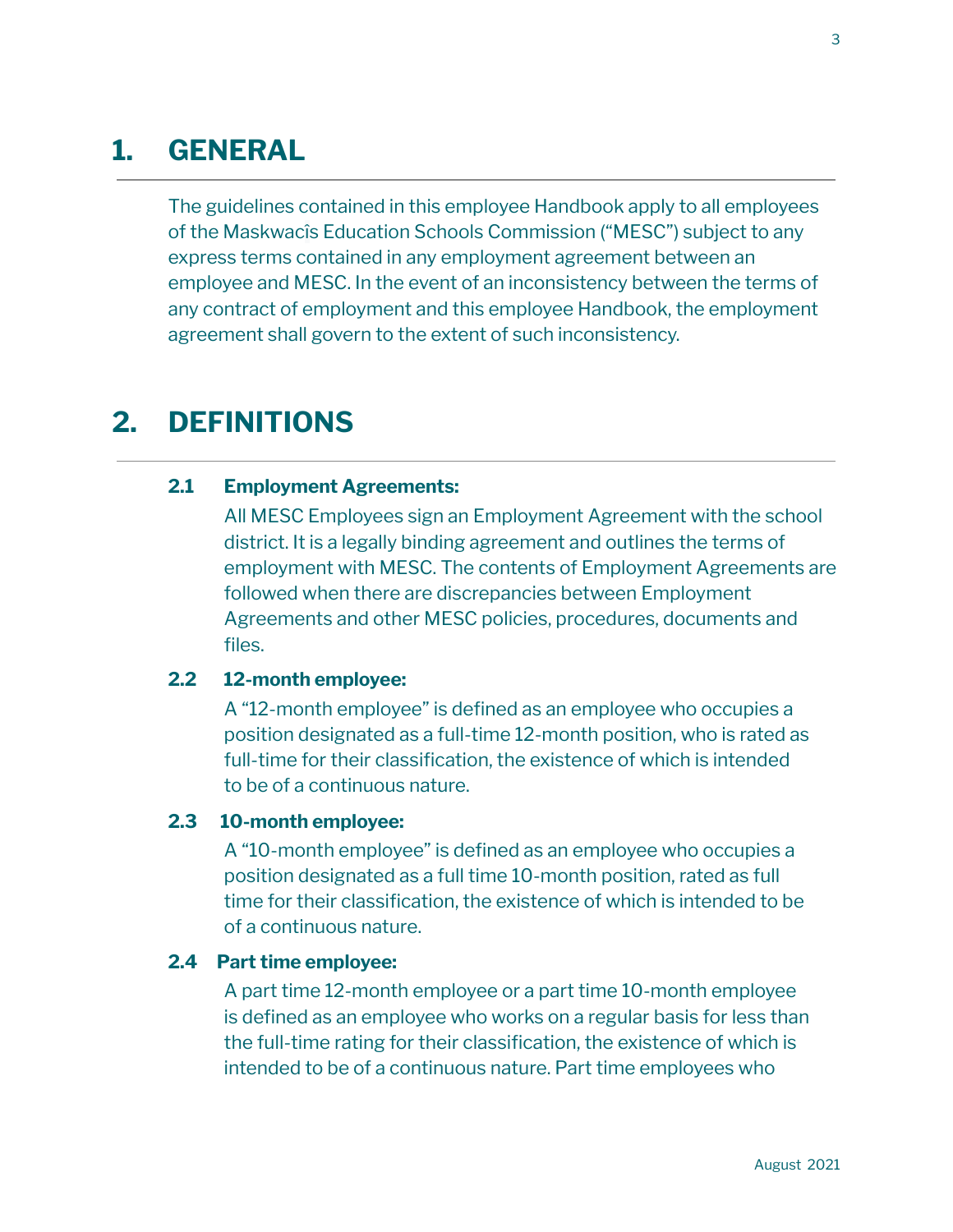# 1. GENERAL

The guidelines contained in this employee Handbook apply to all employees of the Maskwacîs Education Schools Commission ("MESC") subject to any express terms contained in any employment agreement between an employee and MESC. In the event of an inconsistency between the terms of any contract of employment and this employee Handbook, the employment agreement shall govern to the extent of such inconsistency.

# 2. DEFINITIONS

### 2.1 Employment Agreements:

All MESC Employees sign an Employment Agreement with the school district. It is a legally binding agreement and outlines the terms of employment with MESC. The contents of Employment Agreements are followed when there are discrepancies between Employment Agreements and other MESC policies, procedures, documents and files.

### 2.2 12-month employee:

A "12-month employee" is defined as an employee who occupies a position designated as a full-time 12-month position, who is rated as full-time for their classification, the existence of which is intended to be of a continuous nature.

### 2.3 10-month employee:

A "10-month employee" is defined as an employee who occupies a position designated as a full time 10-month position, rated as full time for their classification, the existence of which is intended to be of a continuous nature.

### 2.4 Part time employee:

A part time 12-month employee or a part time 10-month employee is defined as an employee who works on a regular basis for less than the full-time rating for their classification, the existence of which is intended to be of a continuous nature. Part time employees who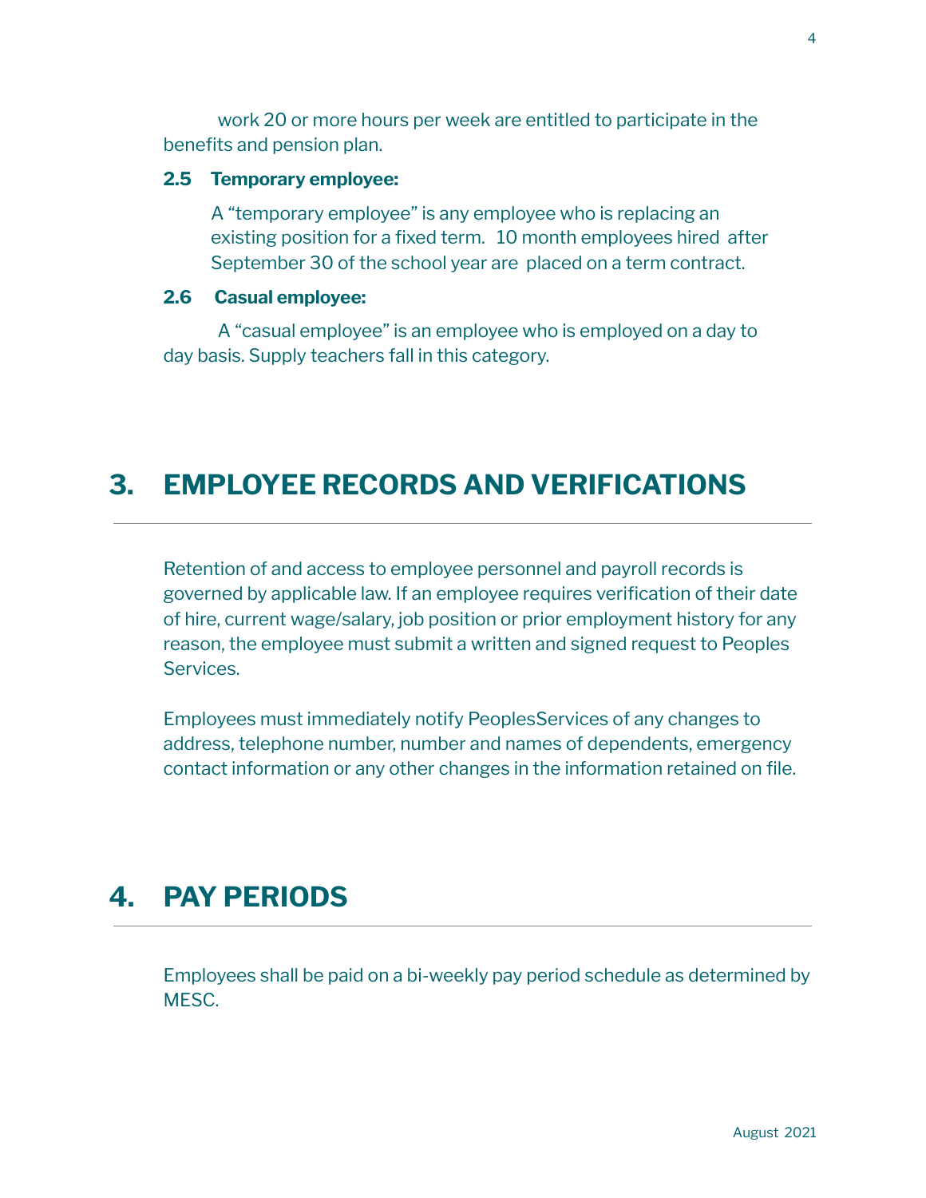work 20 or more hours per week are entitled to participate in the benefits and pension plan.

**2.5 Temporary employee:**

A “temporary employee” is any employee who is replacing an existing position for a fixed term. 10 month employees hired after September 30 of the school year are placed on a term contract.

**2.6 Casual employee:**

A “casual employee” is an employee who is employed on a day to day basis. Supply teachers fall in this category.

# 3. EMPLOYEE RECORDS AND VERIFICATIONS

Retention of and access to employee personnel and payroll records is governed by applicable law. If an employee requires verification of their date of hire, current wage/salary, job position or prior employment history for any reason, the employee must submit a written and signed request to Peoples Services.

Employees must immediately notify PeoplesServices of any changes to address, telephone number, number and names of dependents, emergency contact information or any other changes in the information retained on file.

# 4. PAY PERIODS

Employees shall be paid on a bi-weekly pay period schedule as determined by MESC.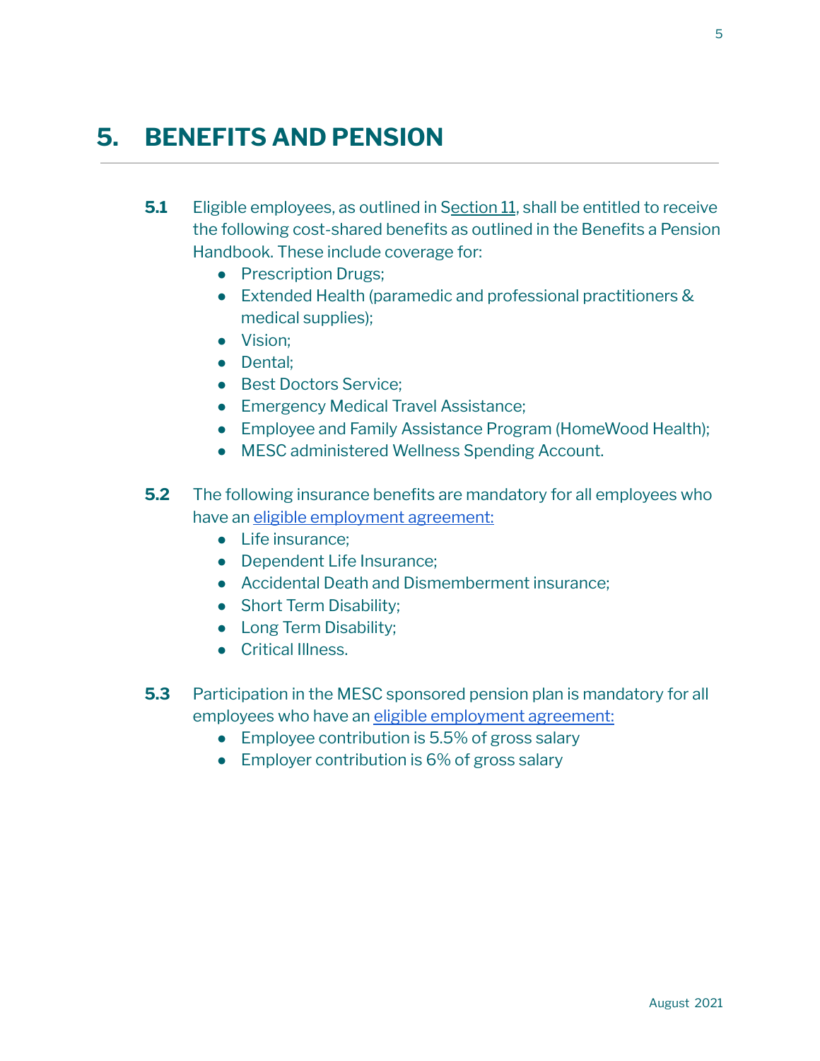# 5. BENEFITS AND PENSION

**5.1** Eligible employees, as outlined in Section 11, shall be entitled to receive the following cost-shared benefits as outlined in the Benefits a Pension Handbook. These include coverage for:

- Prescription Drugs;
- Extended Health (paramedic and professional practitioners & medical supplies);
- Vision;
- Dental;
- Best Doctors Service;
- Emergency Medical Travel Assistance;
- Employee and Family Assistance Program (HomeWood Health);
- MESC administered Wellness Spending Account.

**5.2** The following insurance benefits are mandatory for all employees who have an eligible employment agreement:

- Life insurance;
- Dependent Life Insurance;
- Accidental Death and Dismemberment insurance;
- Short Term Disability;
- Long Term Disability;
- Critical Illness.

**5.3** Participation in the MESC sponsored pension plan is mandatory for all employees who have an eligible employment agreement:

- Employee contribution is 5.5% of gross salary
- Employer contribution is 6% of gross salary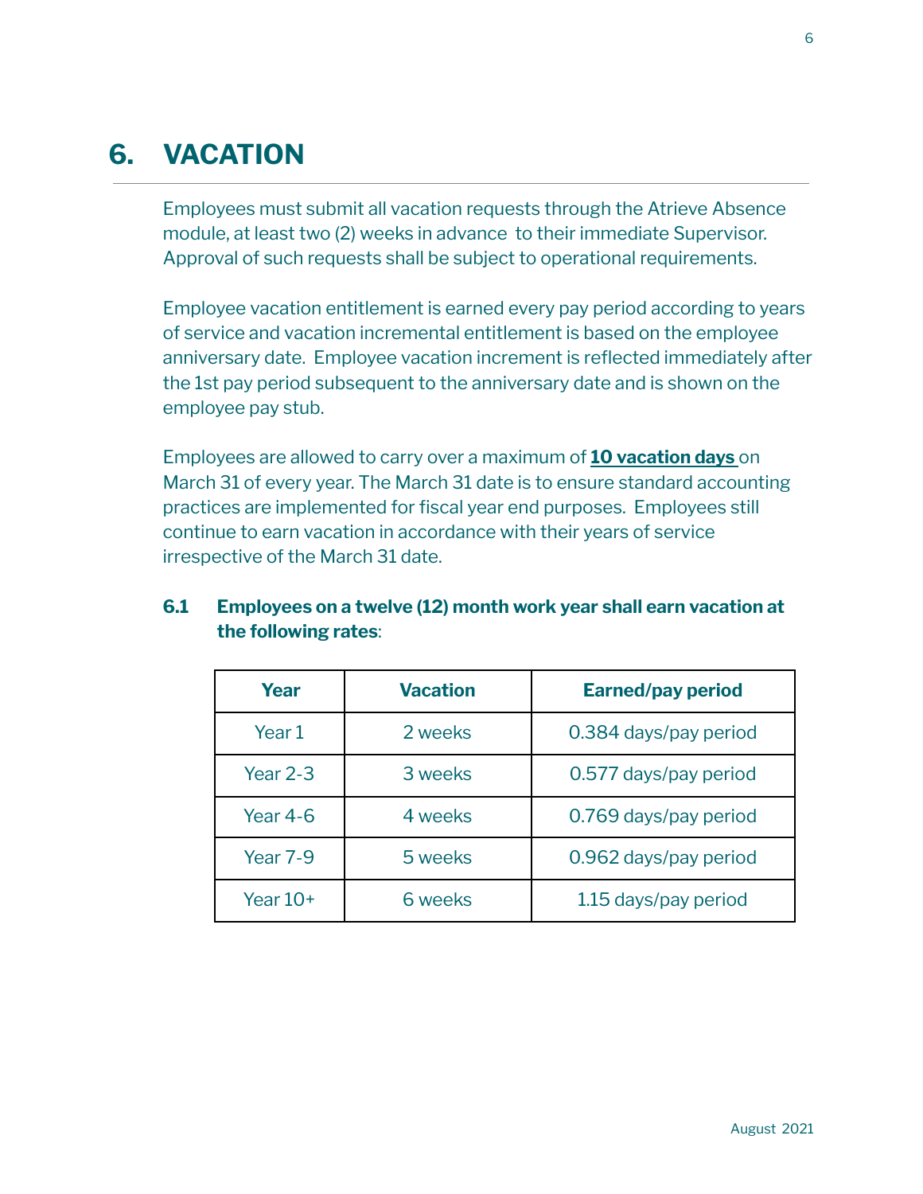# 6. VACATION

Employees must submit all vacation requests through the Atrieve Absence module, at least two (2) weeks in advance to their immediate Supervisor. Approval of such requests shall be subject to operational requirements.

Employee vacation entitlement is earned every pay period according to years of service and vacation incremental entitlement is based on the employee anniversary date. Employee vacation increment is reflected immediately after the 1st pay period subsequent to the anniversary date and is shown on the employee pay stub.

Employees are allowed to carry over a maximum of **10 vacation days** on March 31 of every year. The March 31 date is to ensure standard accounting practices are implemented for fiscal year end purposes. Employees still continue to earn vacation in accordance with their years of service irrespective of the March 31 date.

## 6.1 Employees on a twelve (12) month work year shall earn vacation at the following rates:

| Year | Vacation | Earned/pay period |
|---|---|---|
| Year 1 | 2 weeks | 0.384 days/pay period |
| Year 2-3 | 3 weeks | 0.577 days/pay period |
| Year 4-6 | 4 weeks | 0.769 days/pay period |
| Year 7-9 | 5 weeks | 0.962 days/pay period |
| Year 10+ | 6 weeks | 1.15 days/pay period |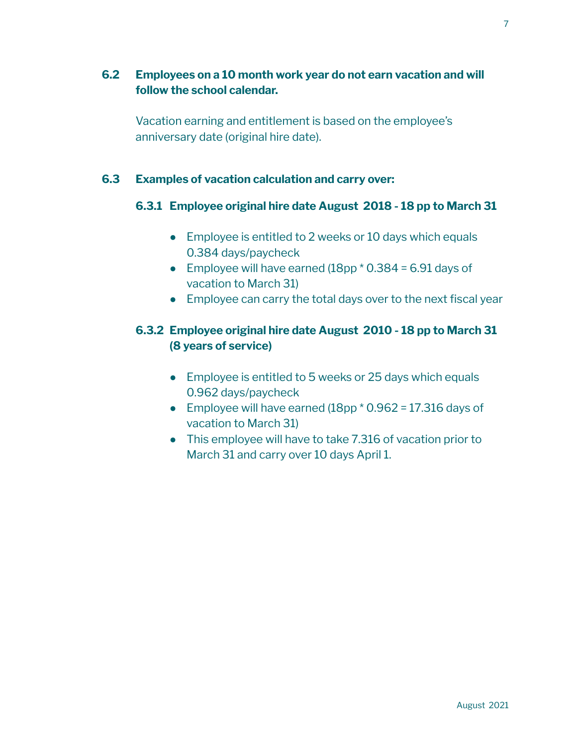**6.2 Employees on a 10 month work year do not earn vacation and will follow the school calendar.**

Vacation earning and entitlement is based on the employee's anniversary date (original hire date).

**6.3 Examples of vacation calculation and carry over:**

**6.3.1 Employee original hire date August 2018 - 18 pp to March 31**

- Employee is entitled to 2 weeks or 10 days which equals 0.384 days/paycheck
- Employee will have earned (18pp * 0.384 = 6.91 days of vacation to March 31)
- Employee can carry the total days over to the next fiscal year

**6.3.2 Employee original hire date August 2010 - 18 pp to March 31 (8 years of service)**

- Employee is entitled to 5 weeks or 25 days which equals 0.962 days/paycheck
- Employee will have earned (18pp * 0.962 = 17.316 days of vacation to March 31)
- This employee will have to take 7.316 of vacation prior to March 31 and carry over 10 days April 1.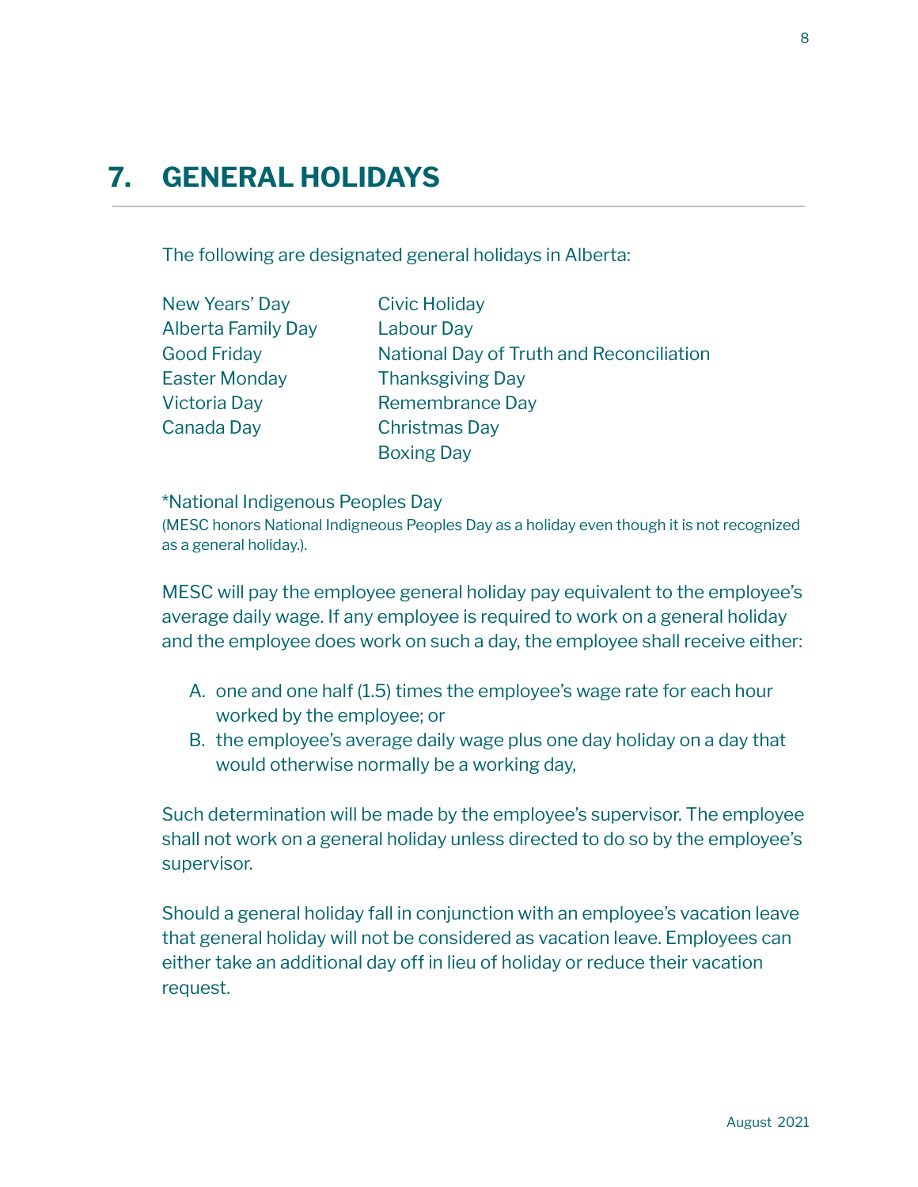# 7. GENERAL HOLIDAYS

The following are designated general holidays in Alberta:

New Years' Day
Alberta Family Day
Good Friday
Easter Monday
Victoria Day
Canada Day
Civic Holiday
Labour Day
National Day of Truth and Reconciliation
Thanksgiving Day
Remembrance Day
Christmas Day
Boxing Day

*National Indigenous Peoples Day
(MESC honors National Indigneous Peoples Day as a holiday even though it is not recognized as a general holiday.).

MESC will pay the employee general holiday pay equivalent to the employee's average daily wage. If any employee is required to work on a general holiday and the employee does work on such a day, the employee shall receive either:

A. one and one half (1.5) times the employee's wage rate for each hour worked by the employee; or
B. the employee's average daily wage plus one day holiday on a day that would otherwise normally be a working day,

Such determination will be made by the employee's supervisor. The employee shall not work on a general holiday unless directed to do so by the employee's supervisor.

Should a general holiday fall in conjunction with an employee's vacation leave that general holiday will not be considered as vacation leave. Employees can either take an additional day off in lieu of holiday or reduce their vacation request.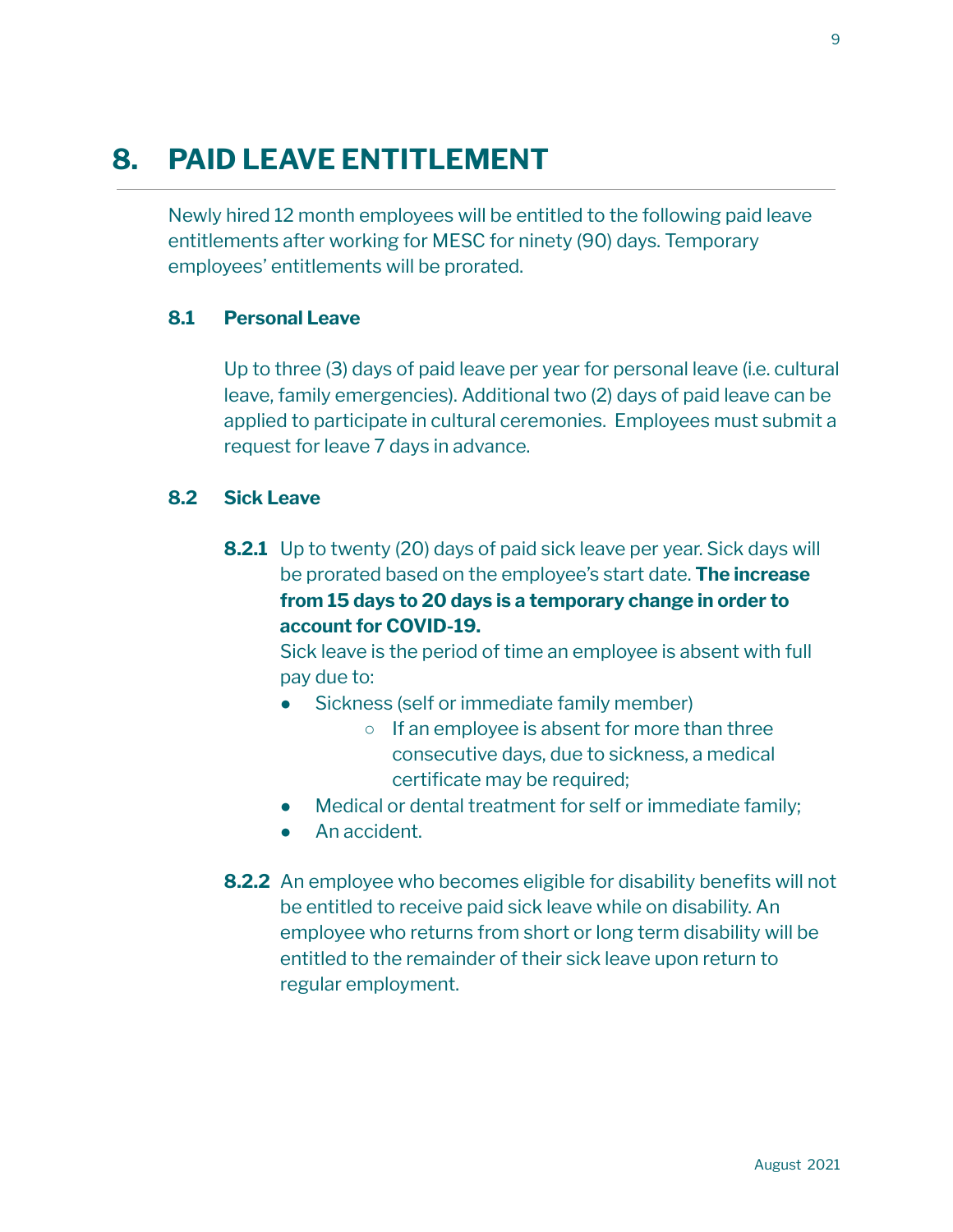# 8. PAID LEAVE ENTITLEMENT

Newly hired 12 month employees will be entitled to the following paid leave entitlements after working for MESC for ninety (90) days. Temporary employees' entitlements will be prorated.

## 8.1 Personal Leave

Up to three (3) days of paid leave per year for personal leave (i.e. cultural leave, family emergencies). Additional two (2) days of paid leave can be applied to participate in cultural ceremonies. Employees must submit a request for leave 7 days in advance.

## 8.2 Sick Leave

**8.2.1** Up to twenty (20) days of paid sick leave per year. Sick days will be prorated based on the employee's start date. **The increase from 15 days to 20 days is a temporary change in order to account for COVID-19.**

Sick leave is the period of time an employee is absent with full pay due to:

- Sickness (self or immediate family member)
    - If an employee is absent for more than three consecutive days, due to sickness, a medical certificate may be required;
- Medical or dental treatment for self or immediate family;
- An accident.

**8.2.2** An employee who becomes eligible for disability benefits will not be entitled to receive paid sick leave while on disability. An employee who returns from short or long term disability will be entitled to the remainder of their sick leave upon return to regular employment.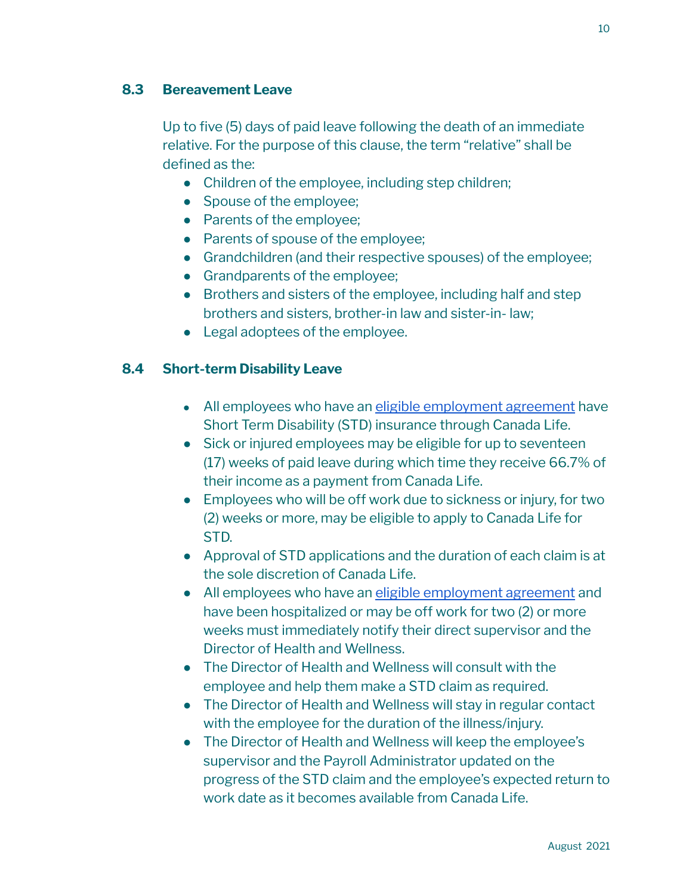### 8.3 Bereavement Leave

Up to five (5) days of paid leave following the death of an immediate relative. For the purpose of this clause, the term "relative" shall be defined as the:

- Children of the employee, including step children;
- Spouse of the employee;
- Parents of the employee;
- Parents of spouse of the employee;
- Grandchildren (and their respective spouses) of the employee;
- Grandparents of the employee;
- Brothers and sisters of the employee, including half and step brothers and sisters, brother-in law and sister-in- law;
- Legal adoptees of the employee.

### 8.4 Short-term Disability Leave

- All employees who have an eligible employment agreement have Short Term Disability (STD) insurance through Canada Life.
- Sick or injured employees may be eligible for up to seventeen (17) weeks of paid leave during which time they receive 66.7% of their income as a payment from Canada Life.
- Employees who will be off work due to sickness or injury, for two (2) weeks or more, may be eligible to apply to Canada Life for STD.
- Approval of STD applications and the duration of each claim is at the sole discretion of Canada Life.
- All employees who have an eligible employment agreement and have been hospitalized or may be off work for two (2) or more weeks must immediately notify their direct supervisor and the Director of Health and Wellness.
- The Director of Health and Wellness will consult with the employee and help them make a STD claim as required.
- The Director of Health and Wellness will stay in regular contact with the employee for the duration of the illness/injury.
- The Director of Health and Wellness will keep the employee's supervisor and the Payroll Administrator updated on the progress of the STD claim and the employee's expected return to work date as it becomes available from Canada Life.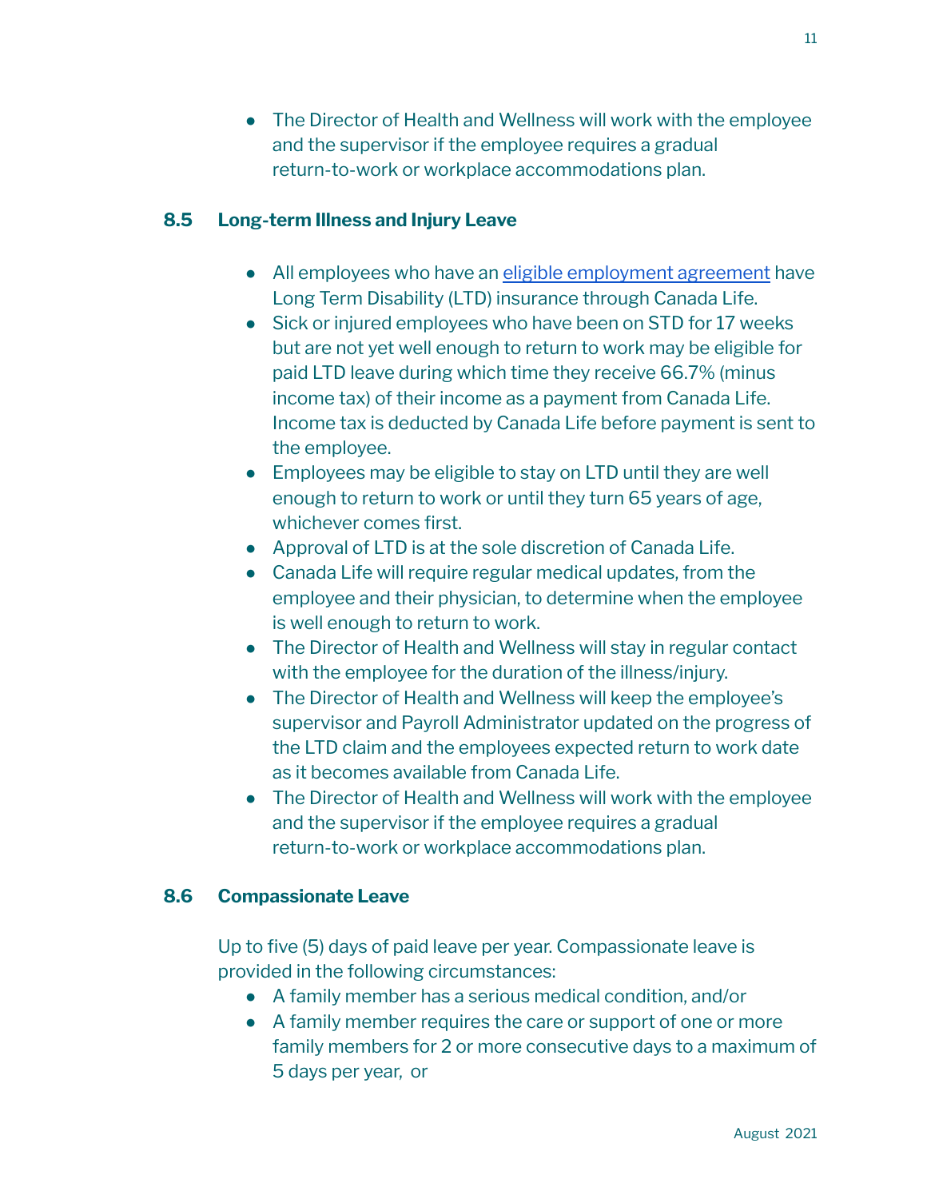- The Director of Health and Wellness will work with the employee and the supervisor if the employee requires a gradual return-to-work or workplace accommodations plan.

### 8.5 Long-term Illness and Injury Leave

- All employees who have an [eligible employment agreement]() have Long Term Disability (LTD) insurance through Canada Life.
- Sick or injured employees who have been on STD for 17 weeks but are not yet well enough to return to work may be eligible for paid LTD leave during which time they receive 66.7% (minus income tax) of their income as a payment from Canada Life. Income tax is deducted by Canada Life before payment is sent to the employee.
- Employees may be eligible to stay on LTD until they are well enough to return to work or until they turn 65 years of age, whichever comes first.
- Approval of LTD is at the sole discretion of Canada Life.
- Canada Life will require regular medical updates, from the employee and their physician, to determine when the employee is well enough to return to work.
- The Director of Health and Wellness will stay in regular contact with the employee for the duration of the illness/injury.
- The Director of Health and Wellness will keep the employee's supervisor and Payroll Administrator updated on the progress of the LTD claim and the employees expected return to work date as it becomes available from Canada Life.
- The Director of Health and Wellness will work with the employee and the supervisor if the employee requires a gradual return-to-work or workplace accommodations plan.

### 8.6 Compassionate Leave

Up to five (5) days of paid leave per year. Compassionate leave is provided in the following circumstances:

- A family member has a serious medical condition, and/or
- A family member requires the care or support of one or more family members for 2 or more consecutive days to a maximum of 5 days per year, or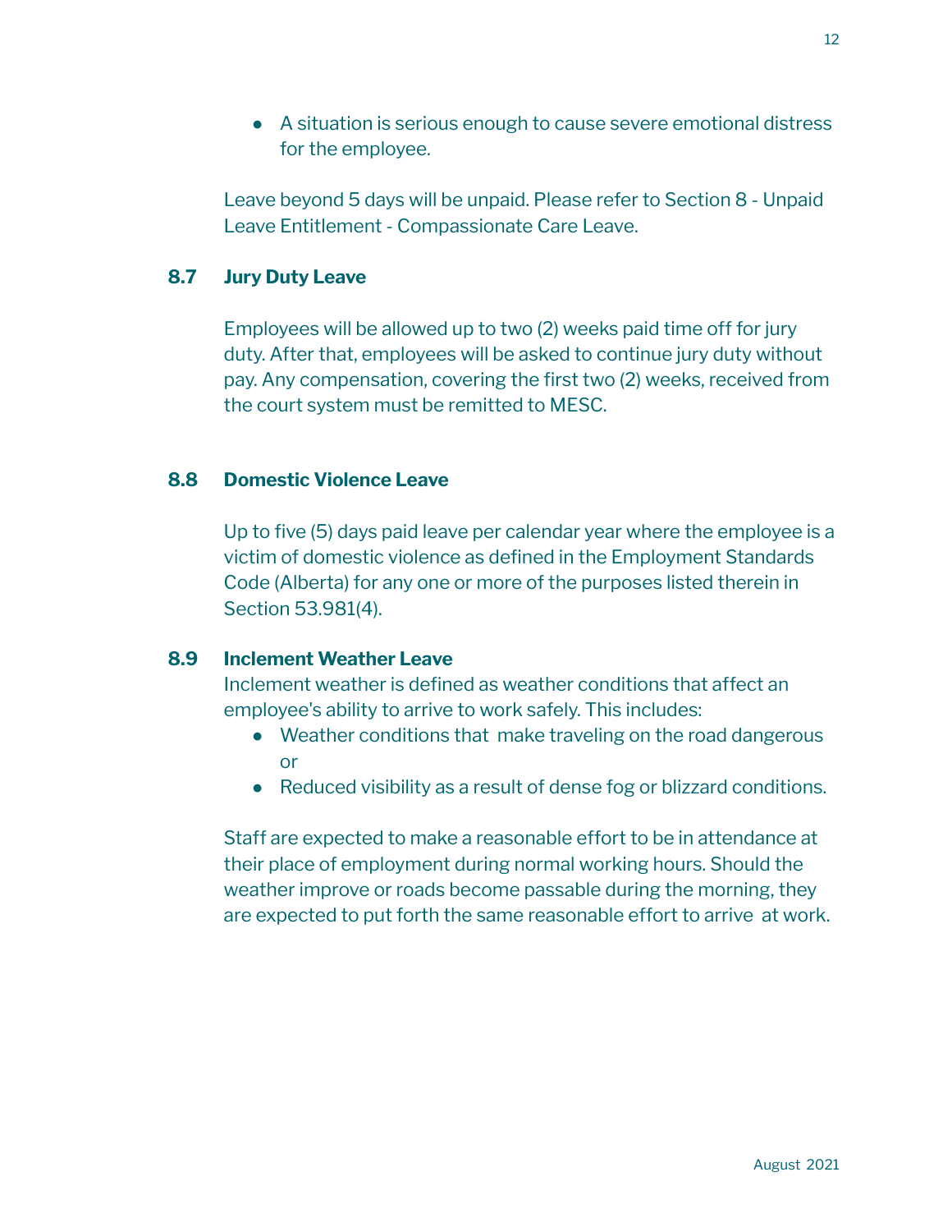- A situation is serious enough to cause severe emotional distress for the employee.

Leave beyond 5 days will be unpaid. Please refer to Section 8 - Unpaid Leave Entitlement - Compassionate Care Leave.

### 8.7 Jury Duty Leave

Employees will be allowed up to two (2) weeks paid time off for jury duty. After that, employees will be asked to continue jury duty without pay. Any compensation, covering the first two (2) weeks, received from the court system must be remitted to MESC.

### 8.8 Domestic Violence Leave

Up to five (5) days paid leave per calendar year where the employee is a victim of domestic violence as defined in the Employment Standards Code (Alberta) for any one or more of the purposes listed therein in Section 53.981(4).

### 8.9 Inclement Weather Leave

Inclement weather is defined as weather conditions that affect an employee's ability to arrive to work safely. This includes:

- Weather conditions that make traveling on the road dangerous or
- Reduced visibility as a result of dense fog or blizzard conditions.

Staff are expected to make a reasonable effort to be in attendance at their place of employment during normal working hours. Should the weather improve or roads become passable during the morning, they are expected to put forth the same reasonable effort to arrive at work.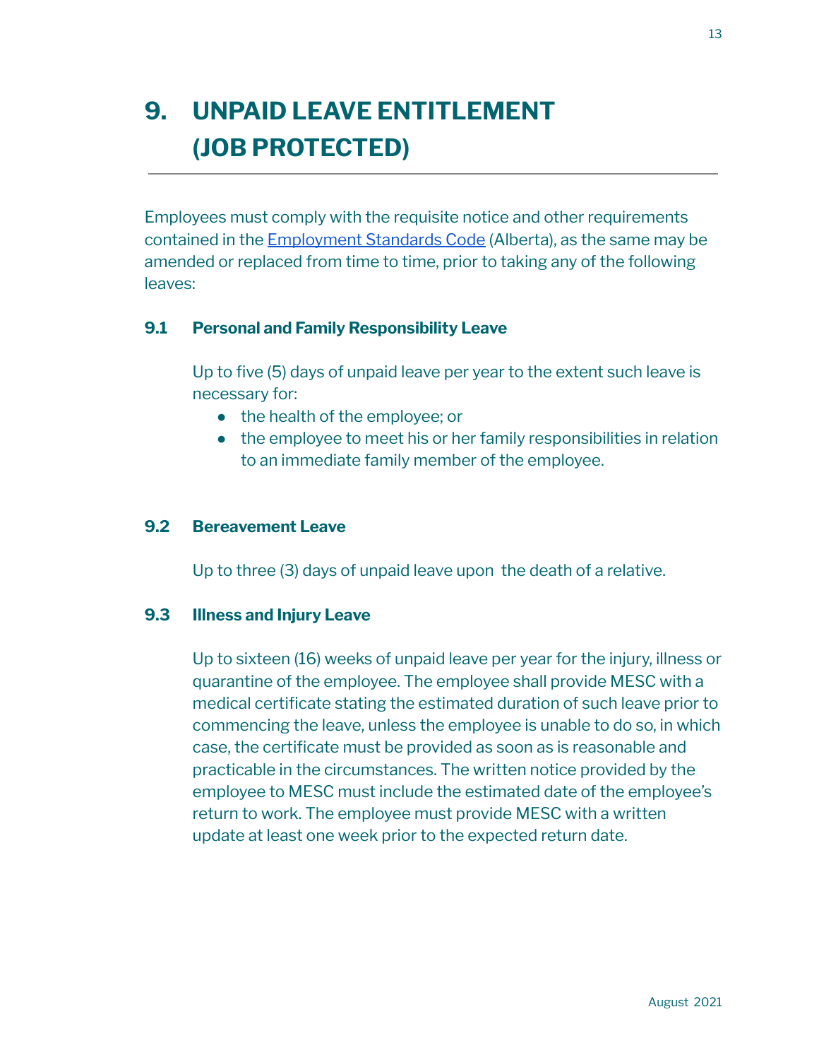# 9. UNPAID LEAVE ENTITLEMENT (JOB PROTECTED)

Employees must comply with the requisite notice and other requirements contained in the Employment Standards Code (Alberta), as the same may be amended or replaced from time to time, prior to taking any of the following leaves:

### 9.1 Personal and Family Responsibility Leave

Up to five (5) days of unpaid leave per year to the extent such leave is necessary for:

- the health of the employee; or
- the employee to meet his or her family responsibilities in relation to an immediate family member of the employee.

### 9.2 Bereavement Leave

Up to three (3) days of unpaid leave upon the death of a relative.

### 9.3 Illness and Injury Leave

Up to sixteen (16) weeks of unpaid leave per year for the injury, illness or quarantine of the employee. The employee shall provide MESC with a medical certificate stating the estimated duration of such leave prior to commencing the leave, unless the employee is unable to do so, in which case, the certificate must be provided as soon as is reasonable and practicable in the circumstances. The written notice provided by the employee to MESC must include the estimated date of the employee's return to work. The employee must provide MESC with a written update at least one week prior to the expected return date.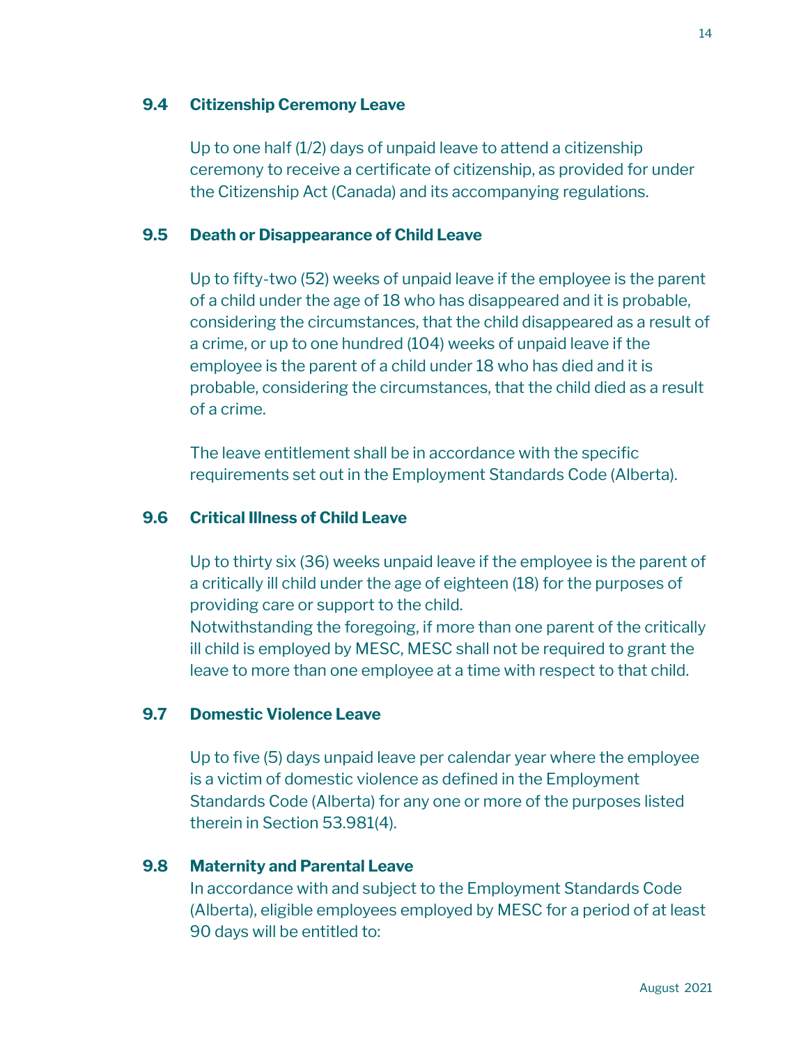### 9.4 Citizenship Ceremony Leave

Up to one half (1/2) days of unpaid leave to attend a citizenship ceremony to receive a certificate of citizenship, as provided for under the Citizenship Act (Canada) and its accompanying regulations.

### 9.5 Death or Disappearance of Child Leave

Up to fifty-two (52) weeks of unpaid leave if the employee is the parent of a child under the age of 18 who has disappeared and it is probable, considering the circumstances, that the child disappeared as a result of a crime, or up to one hundred (104) weeks of unpaid leave if the employee is the parent of a child under 18 who has died and it is probable, considering the circumstances, that the child died as a result of a crime.

The leave entitlement shall be in accordance with the specific requirements set out in the Employment Standards Code (Alberta).

### 9.6 Critical Illness of Child Leave

Up to thirty six (36) weeks unpaid leave if the employee is the parent of a critically ill child under the age of eighteen (18) for the purposes of providing care or support to the child.
Notwithstanding the foregoing, if more than one parent of the critically ill child is employed by MESC, MESC shall not be required to grant the leave to more than one employee at a time with respect to that child.

### 9.7 Domestic Violence Leave

Up to five (5) days unpaid leave per calendar year where the employee is a victim of domestic violence as defined in the Employment Standards Code (Alberta) for any one or more of the purposes listed therein in Section 53.981(4).

### 9.8 Maternity and Parental Leave

In accordance with and subject to the Employment Standards Code (Alberta), eligible employees employed by MESC for a period of at least 90 days will be entitled to: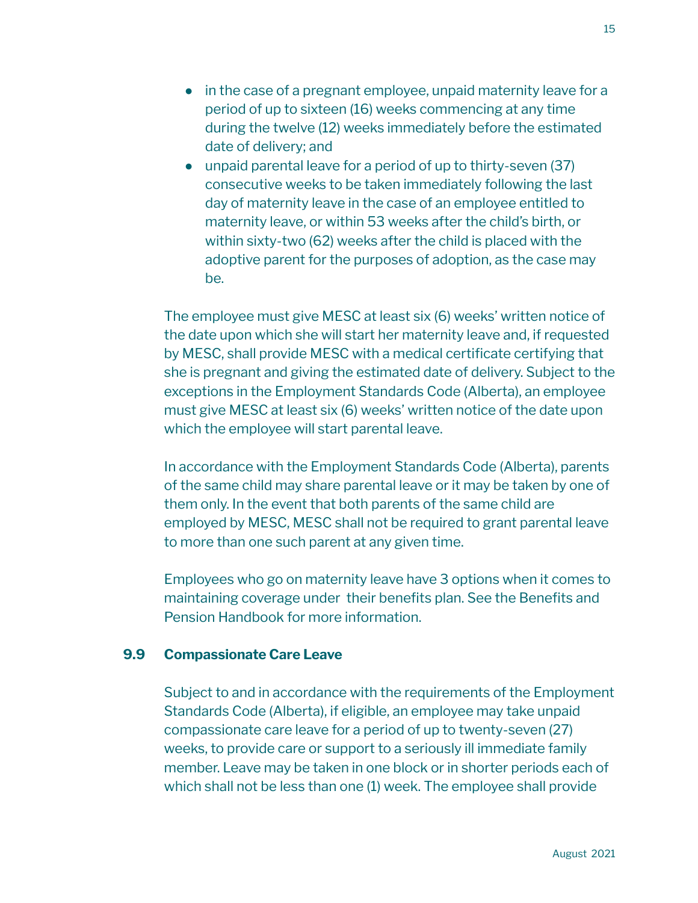- in the case of a pregnant employee, unpaid maternity leave for a period of up to sixteen (16) weeks commencing at any time during the twelve (12) weeks immediately before the estimated date of delivery; and
- unpaid parental leave for a period of up to thirty-seven (37) consecutive weeks to be taken immediately following the last day of maternity leave in the case of an employee entitled to maternity leave, or within 53 weeks after the child's birth, or within sixty-two (62) weeks after the child is placed with the adoptive parent for the purposes of adoption, as the case may be.

The employee must give MESC at least six (6) weeks' written notice of the date upon which she will start her maternity leave and, if requested by MESC, shall provide MESC with a medical certificate certifying that she is pregnant and giving the estimated date of delivery. Subject to the exceptions in the Employment Standards Code (Alberta), an employee must give MESC at least six (6) weeks' written notice of the date upon which the employee will start parental leave.

In accordance with the Employment Standards Code (Alberta), parents of the same child may share parental leave or it may be taken by one of them only. In the event that both parents of the same child are employed by MESC, MESC shall not be required to grant parental leave to more than one such parent at any given time.

Employees who go on maternity leave have 3 options when it comes to maintaining coverage under their benefits plan. See the Benefits and Pension Handbook for more information.

### 9.9 Compassionate Care Leave

Subject to and in accordance with the requirements of the Employment Standards Code (Alberta), if eligible, an employee may take unpaid compassionate care leave for a period of up to twenty-seven (27) weeks, to provide care or support to a seriously ill immediate family member. Leave may be taken in one block or in shorter periods each of which shall not be less than one (1) week. The employee shall provide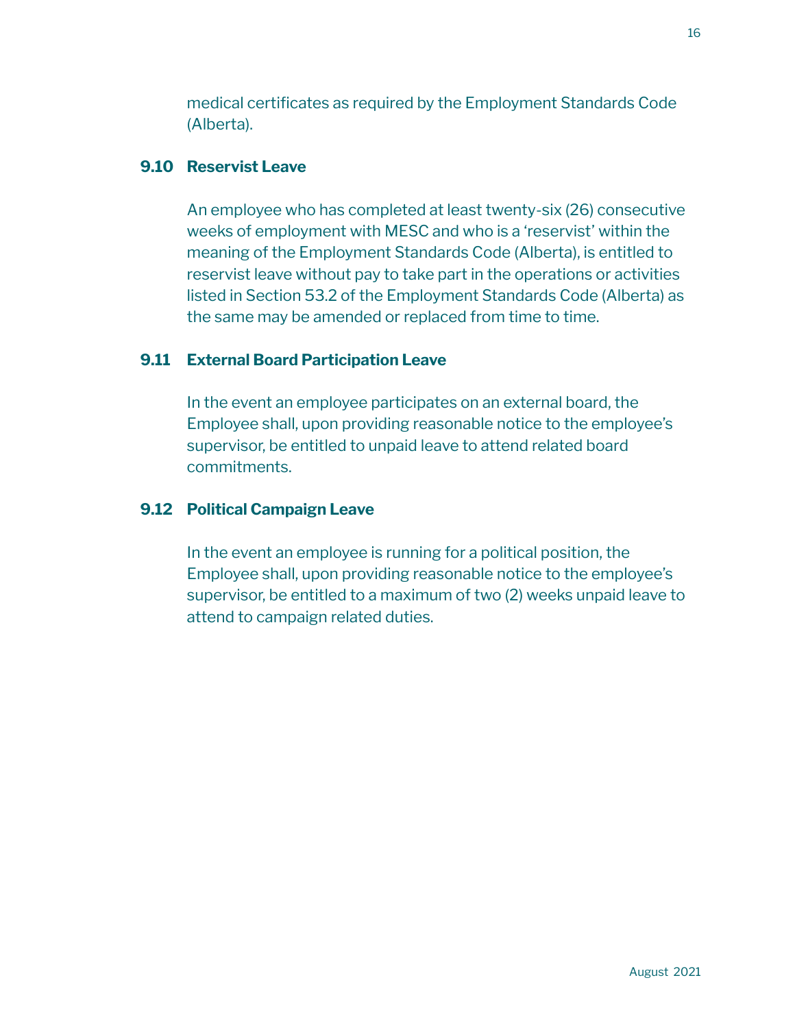medical certificates as required by the Employment Standards Code (Alberta).

### 9.10 Reservist Leave

An employee who has completed at least twenty-six (26) consecutive weeks of employment with MESC and who is a 'reservist' within the meaning of the Employment Standards Code (Alberta), is entitled to reservist leave without pay to take part in the operations or activities listed in Section 53.2 of the Employment Standards Code (Alberta) as the same may be amended or replaced from time to time.

### 9.11 External Board Participation Leave

In the event an employee participates on an external board, the Employee shall, upon providing reasonable notice to the employee's supervisor, be entitled to unpaid leave to attend related board commitments.

### 9.12 Political Campaign Leave

In the event an employee is running for a political position, the Employee shall, upon providing reasonable notice to the employee's supervisor, be entitled to a maximum of two (2) weeks unpaid leave to attend to campaign related duties.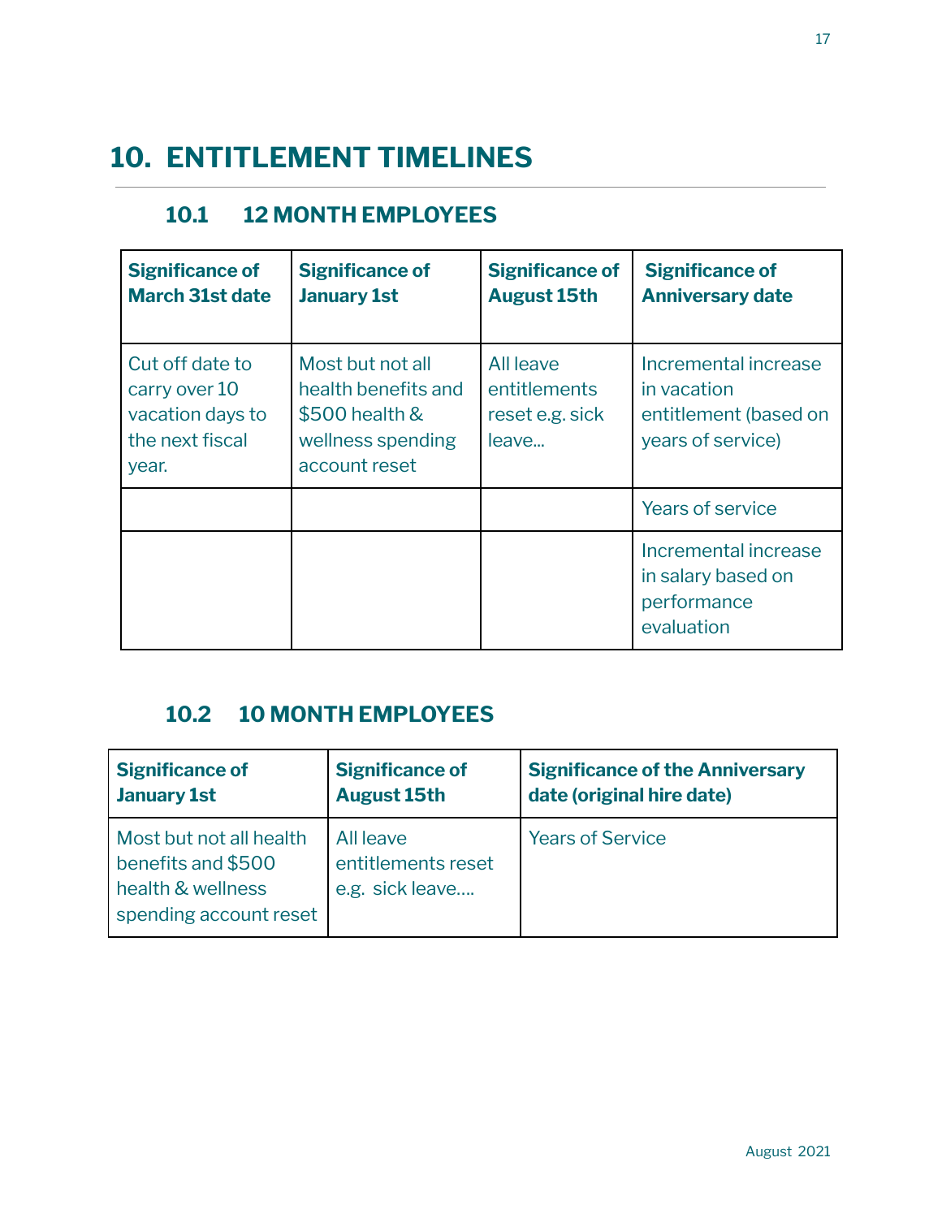# 10. ENTITLEMENT TIMELINES

## 10.1 12 MONTH EMPLOYEES

| Significance of March 31st date | Significance of January 1st | Significance of August 15th | Significance of Anniversary date |
|---|---|---|---|
| Cut off date to carry over 10 vacation days to the next fiscal year. | Most but not all health benefits and $500 health & wellness spending account reset | All leave entitlements reset e.g. sick leave... | Incremental increase in vacation entitlement (based on years of service) |
| | | | Years of service |
| | | | Incremental increase in salary based on performance evaluation |

## 10.2 10 MONTH EMPLOYEES

| Significance of January 1st | Significance of August 15th | Significance of the Anniversary date (original hire date) |
|---|---|---|
| Most but not all health benefits and $500 health & wellness spending account reset | All leave entitlements reset e.g. sick leave.... | Years of Service |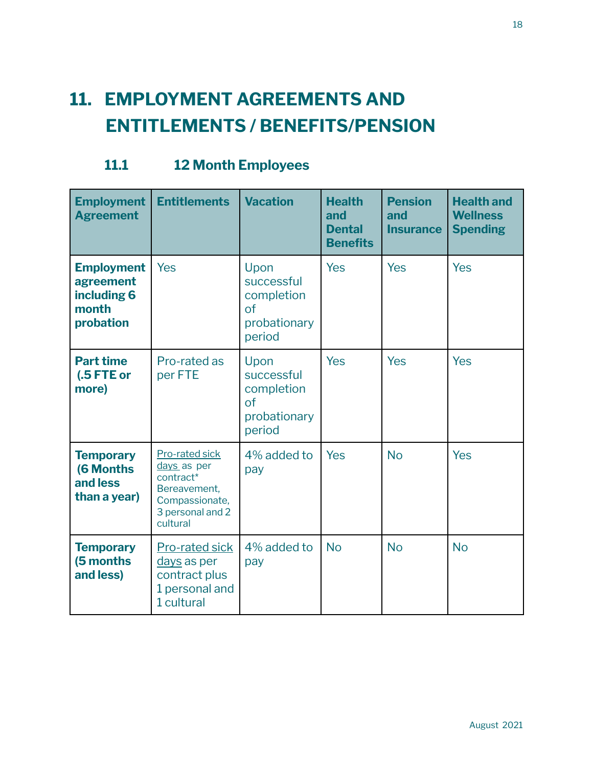# 11. EMPLOYMENT AGREEMENTS AND ENTITLEMENTS / BENEFITS/PENSION

## 11.1 12 Month Employees

| Employment Agreement | Entitlements | Vacation | Health and Dental Benefits | Pension and Insurance | Health and Wellness Spending |
|---|---|---|---|---|---|
| **Employment agreement including 6 month probation** | Yes | Upon successful completion of probationary period | Yes | Yes | Yes |
| **Part time (.5 FTE or more)** | Pro-rated as per FTE | Upon successful completion of probationary period | Yes | Yes | Yes |
| **Temporary (6 Months and less than a year)** | Pro-rated sick days as per contract* Bereavement, Compassionate, 3 personal and 2 cultural | 4% added to pay | Yes | No | Yes |
| **Temporary (5 months and less)** | Pro-rated sick days as per contract plus 1 personal and 1 cultural | 4% added to pay | No | No | No |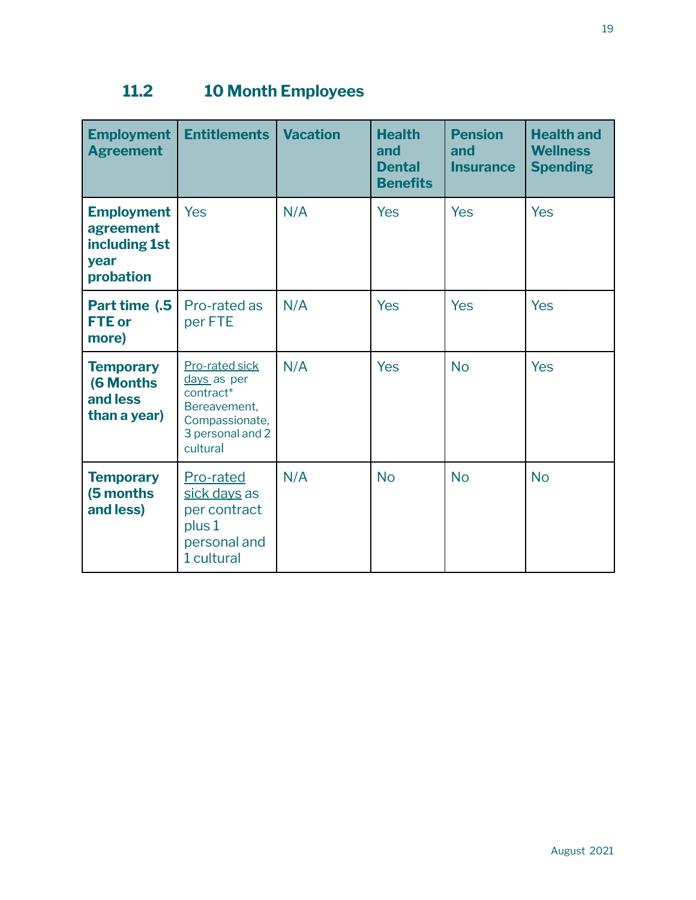## 11.2 10 Month Employees

| Employment Agreement | Entitlements | Vacation | Health and Dental Benefits | Pension and Insurance | Health and Wellness Spending |
|---|---|---|---|---|---|
| **Employment agreement including 1st year probation** | Yes | N/A | Yes | Yes | Yes |
| **Part time (.5 FTE or more)** | Pro-rated as per FTE | N/A | Yes | Yes | Yes |
| **Temporary (6 Months and less than a year)** | Pro-rated sick days as per contract* Bereavement, Compassionate, 3 personal and 2 cultural | N/A | Yes | No | Yes |
| **Temporary (5 months and less)** | Pro-rated sick days as per contract plus 1 personal and 1 cultural | N/A | No | No | No |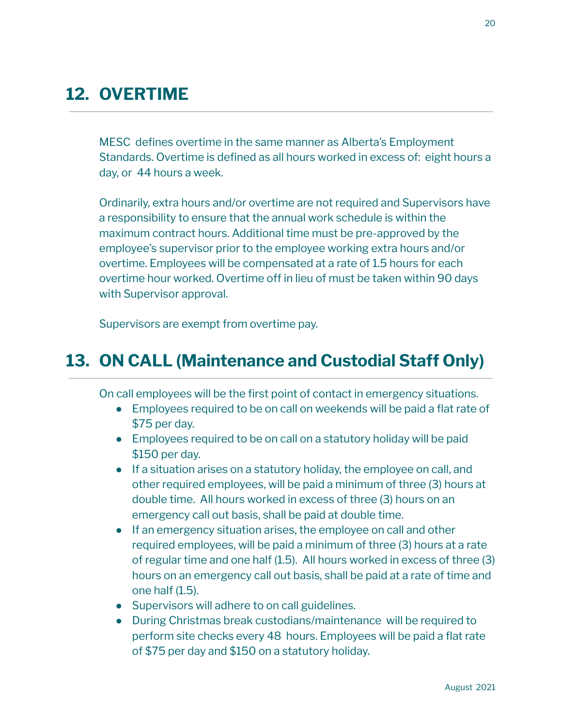## 12. OVERTIME

MESC defines overtime in the same manner as Alberta's Employment Standards. Overtime is defined as all hours worked in excess of: eight hours a day, or 44 hours a week.

Ordinarily, extra hours and/or overtime are not required and Supervisors have a responsibility to ensure that the annual work schedule is within the maximum contract hours. Additional time must be pre-approved by the employee's supervisor prior to the employee working extra hours and/or overtime. Employees will be compensated at a rate of 1.5 hours for each overtime hour worked. Overtime off in lieu of must be taken within 90 days with Supervisor approval.

Supervisors are exempt from overtime pay.

## 13. ON CALL (Maintenance and Custodial Staff Only)

On call employees will be the first point of contact in emergency situations.

- Employees required to be on call on weekends will be paid a flat rate of $75 per day.
- Employees required to be on call on a statutory holiday will be paid $150 per day.
- If a situation arises on a statutory holiday, the employee on call, and other required employees, will be paid a minimum of three (3) hours at double time. All hours worked in excess of three (3) hours on an emergency call out basis, shall be paid at double time.
- If an emergency situation arises, the employee on call and other required employees, will be paid a minimum of three (3) hours at a rate of regular time and one half (1.5). All hours worked in excess of three (3) hours on an emergency call out basis, shall be paid at a rate of time and one half (1.5).
- Supervisors will adhere to on call guidelines.
- During Christmas break custodians/maintenance will be required to perform site checks every 48 hours. Employees will be paid a flat rate of $75 per day and $150 on a statutory holiday.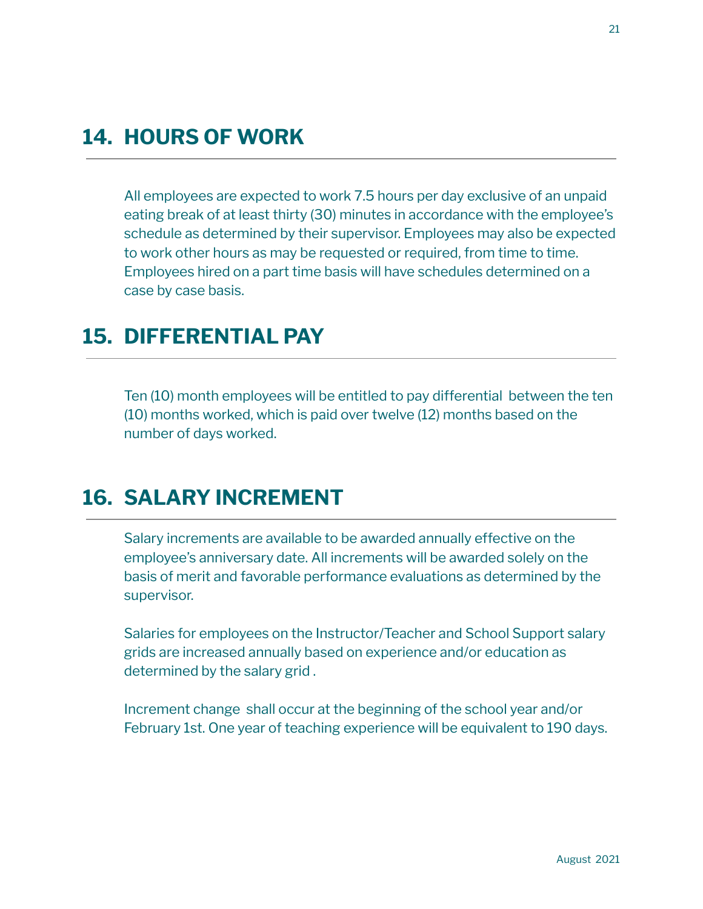## 14. HOURS OF WORK

All employees are expected to work 7.5 hours per day exclusive of an unpaid eating break of at least thirty (30) minutes in accordance with the employee's schedule as determined by their supervisor. Employees may also be expected to work other hours as may be requested or required, from time to time. Employees hired on a part time basis will have schedules determined on a case by case basis.

## 15. DIFFERENTIAL PAY

Ten (10) month employees will be entitled to pay differential between the ten (10) months worked, which is paid over twelve (12) months based on the number of days worked.

## 16. SALARY INCREMENT

Salary increments are available to be awarded annually effective on the employee's anniversary date. All increments will be awarded solely on the basis of merit and favorable performance evaluations as determined by the supervisor.

Salaries for employees on the Instructor/Teacher and School Support salary grids are increased annually based on experience and/or education as determined by the salary grid .

Increment change shall occur at the beginning of the school year and/or February 1st. One year of teaching experience will be equivalent to 190 days.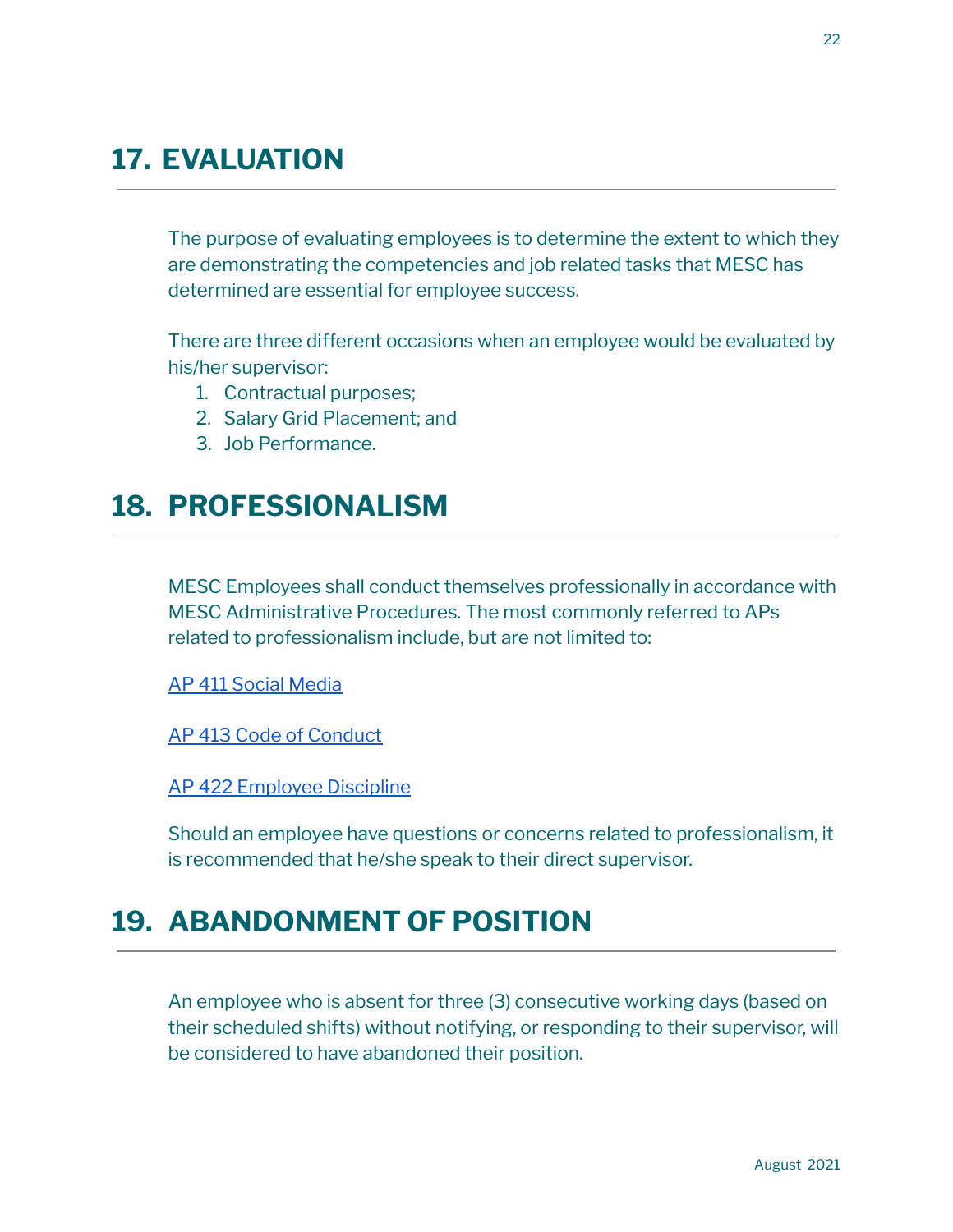## 17. EVALUATION

The purpose of evaluating employees is to determine the extent to which they are demonstrating the competencies and job related tasks that MESC has determined are essential for employee success.

There are three different occasions when an employee would be evaluated by his/her supervisor:

1. Contractual purposes;
2. Salary Grid Placement; and
3. Job Performance.

## 18. PROFESSIONALISM

MESC Employees shall conduct themselves professionally in accordance with MESC Administrative Procedures. The most commonly referred to APs related to professionalism include, but are not limited to:

AP 411 Social Media

AP 413 Code of Conduct

AP 422 Employee Discipline

Should an employee have questions or concerns related to professionalism, it is recommended that he/she speak to their direct supervisor.

## 19. ABANDONMENT OF POSITION

An employee who is absent for three (3) consecutive working days (based on their scheduled shifts) without notifying, or responding to their supervisor, will be considered to have abandoned their position.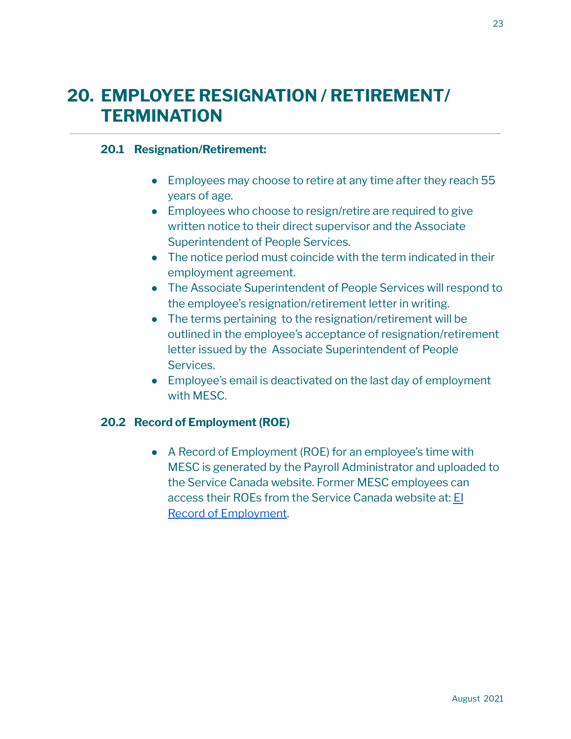# 20. EMPLOYEE RESIGNATION / RETIREMENT/ TERMINATION

### 20.1 Resignation/Retirement:

- Employees may choose to retire at any time after they reach 55 years of age.
- Employees who choose to resign/retire are required to give written notice to their direct supervisor and the Associate Superintendent of People Services.
- The notice period must coincide with the term indicated in their employment agreement.
- The Associate Superintendent of People Services will respond to the employee's resignation/retirement letter in writing.
- The terms pertaining to the resignation/retirement will be outlined in the employee's acceptance of resignation/retirement letter issued by the Associate Superintendent of People Services.
- Employee's email is deactivated on the last day of employment with MESC.

### 20.2 Record of Employment (ROE)

- A Record of Employment (ROE) for an employee's time with MESC is generated by the Payroll Administrator and uploaded to the Service Canada website. Former MESC employees can access their ROEs from the Service Canada website at: EI Record of Employment.